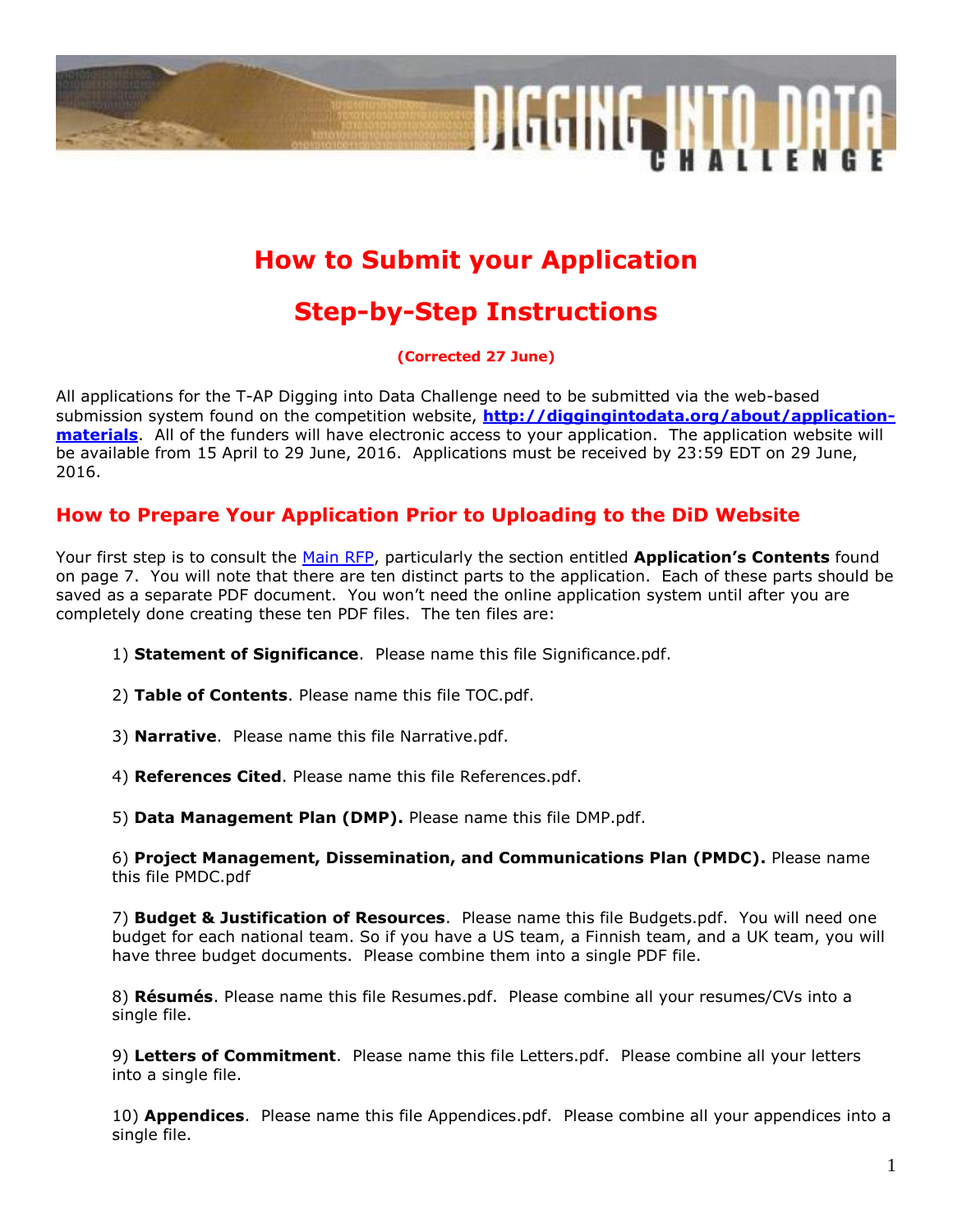# How to Submit your Application

# Step-by-Step Instructions

**(Corrected 27 June)**

All applications for the T-AP Digging into Data Challenge need to be submitted via the web-based submission system found on the competition website, **[http://diggingintodata.org/about/application-materials](http://diggingintodata.org/about/application-materials)**. All of the funders will have electronic access to your application. The application website will be available from 15 April to 29 June, 2016. Applications must be received by 23:59 EDT on 29 June, 2016.

## How to Prepare Your Application Prior to Uploading to the DiD Website

Your first step is to consult the Main RFP, particularly the section entitled **Application's Contents** found on page 7. You will note that there are ten distinct parts to the application. Each of these parts should be saved as a separate PDF document. You won't need the online application system until after you are completely done creating these ten PDF files. The ten files are:

1) **Statement of Significance**. Please name this file Significance.pdf.

2) **Table of Contents**. Please name this file TOC.pdf.

3) **Narrative**. Please name this file Narrative.pdf.

4) **References Cited**. Please name this file References.pdf.

5) **Data Management Plan (DMP).** Please name this file DMP.pdf.

6) **Project Management, Dissemination, and Communications Plan (PMDC).** Please name this file PMDC.pdf

7) **Budget & Justification of Resources**. Please name this file Budgets.pdf. You will need one budget for each national team. So if you have a US team, a Finnish team, and a UK team, you will have three budget documents. Please combine them into a single PDF file.

8) **Résumés**. Please name this file Resumes.pdf. Please combine all your resumes/CVs into a single file.

9) **Letters of Commitment**. Please name this file Letters.pdf. Please combine all your letters into a single file.

10) **Appendices**. Please name this file Appendices.pdf. Please combine all your appendices into a single file.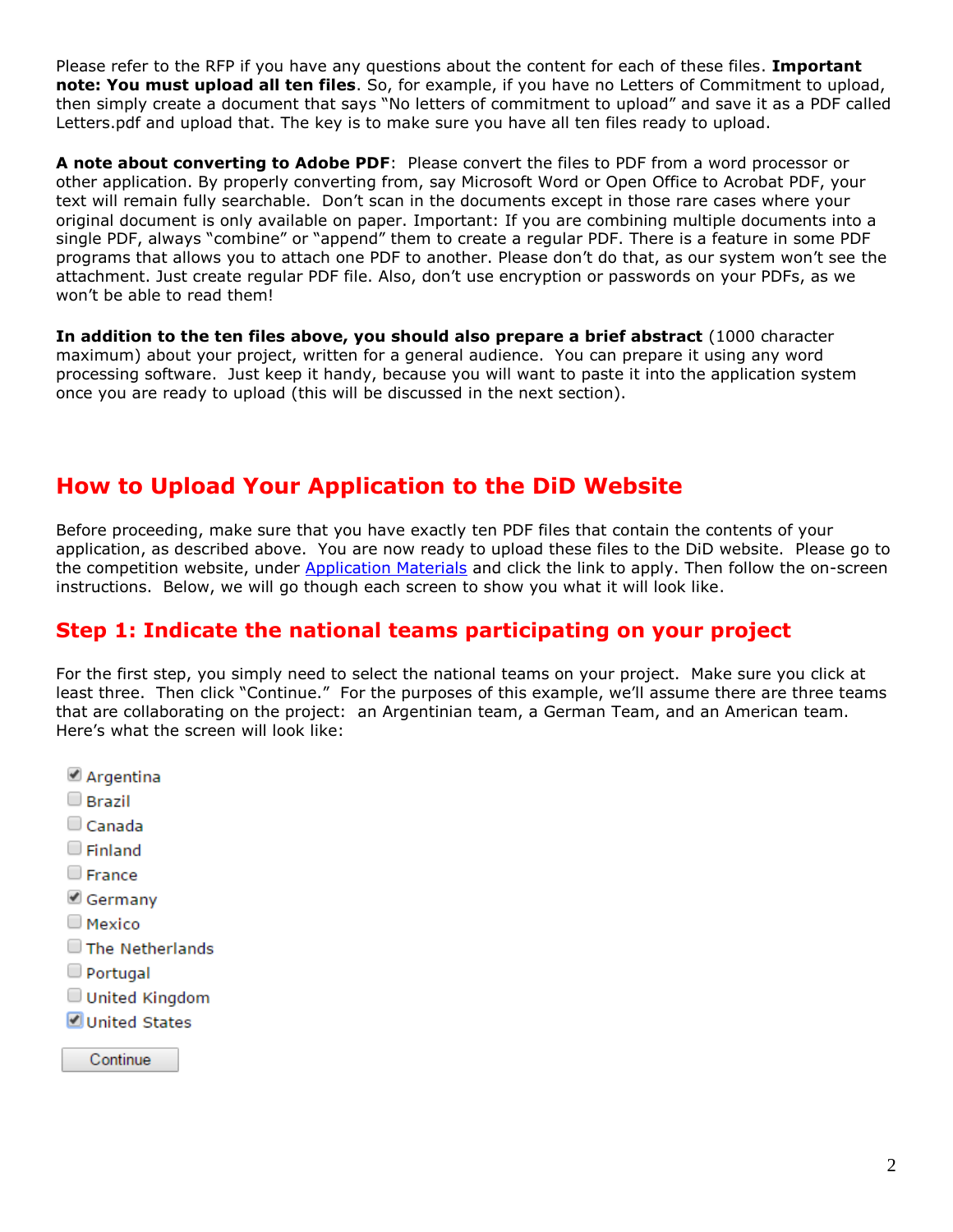Please refer to the RFP if you have any questions about the content for each of these files. **Important note: You must upload all ten files**. So, for example, if you have no Letters of Commitment to upload, then simply create a document that says "No letters of commitment to upload" and save it as a PDF called Letters.pdf and upload that. The key is to make sure you have all ten files ready to upload.

**A note about converting to Adobe PDF**: Please convert the files to PDF from a word processor or other application. By properly converting from, say Microsoft Word or Open Office to Acrobat PDF, your text will remain fully searchable. Don't scan in the documents except in those rare cases where your original document is only available on paper. Important: If you are combining multiple documents into a single PDF, always "combine" or "append" them to create a regular PDF. There is a feature in some PDF programs that allows you to attach one PDF to another. Please don't do that, as our system won't see the attachment. Just create regular PDF file. Also, don't use encryption or passwords on your PDFs, as we won't be able to read them!

**In addition to the ten files above, you should also prepare a brief abstract** (1000 character maximum) about your project, written for a general audience. You can prepare it using any word processing software. Just keep it handy, because you will want to paste it into the application system once you are ready to upload (this will be discussed in the next section).

## How to Upload Your Application to the DiD Website

Before proceeding, make sure that you have exactly ten PDF files that contain the contents of your application, as described above. You are now ready to upload these files to the DiD website. Please go to the competition website, under [Application Materials]() and click the link to apply. Then follow the on-screen instructions. Below, we will go though each screen to show you what it will look like.

### Step 1: Indicate the national teams participating on your project

For the first step, you simply need to select the national teams on your project. Make sure you click at least three. Then click "Continue." For the purposes of this example, we'll assume there are three teams that are collaborating on the project: an Argentinian team, a German Team, and an American team. Here's what the screen will look like:

- [x] Argentina
- [ ] Brazil
- [ ] Canada
- [ ] Finland
- [ ] France
- [x] Germany
- [ ] Mexico
- [ ] The Netherlands
- [ ] Portugal
- [ ] United Kingdom
- [x] United States

Continue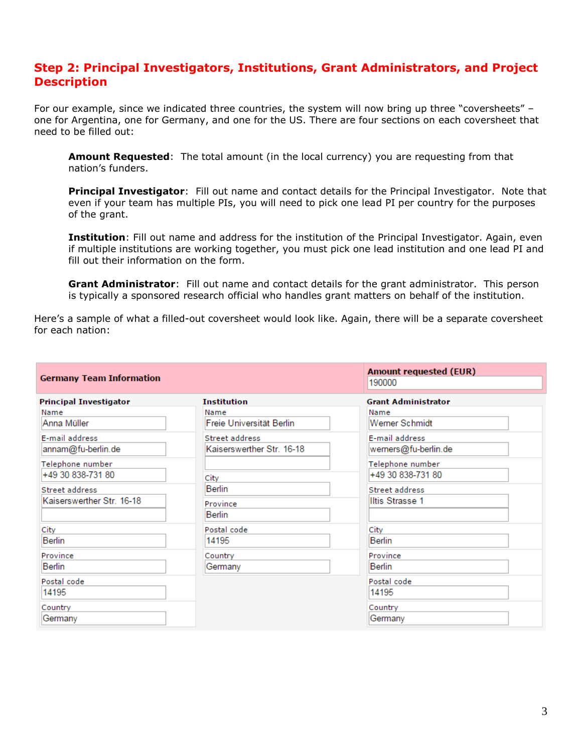## Step 2: Principal Investigators, Institutions, Grant Administrators, and Project Description

For our example, since we indicated three countries, the system will now bring up three "coversheets" – one for Argentina, one for Germany, and one for the US. There are four sections on each coversheet that need to be filled out:

> **Amount Requested**: The total amount (in the local currency) you are requesting from that nation's funders.
>
> **Principal Investigator**: Fill out name and contact details for the Principal Investigator. Note that even if your team has multiple PIs, you will need to pick one lead PI per country for the purposes of the grant.
>
> **Institution**: Fill out name and address for the institution of the Principal Investigator. Again, even if multiple institutions are working together, you must pick one lead institution and one lead PI and fill out their information on the form.
>
> **Grant Administrator**: Fill out name and contact details for the grant administrator. This person is typically a sponsored research official who handles grant matters on behalf of the institution.

Here's a sample of what a filled-out coversheet would look like. Again, there will be a separate coversheet for each nation:

| **Germany Team Information** | | **Amount requested (EUR)** 190000 |
|---|---|---|
| **Principal Investigator** | **Institution** | **Grant Administrator** |
| Name: Anna Müller | Name: Freie Universität Berlin | Name: Werner Schmidt |
| E-mail address: annam@fu-berlin.de | Street address: Kaiserswerther Str. 16-18 | E-mail address: werners@fu-berlin.de |
| Telephone number: +49 30 838-731 80 | City: Berlin | Telephone number: +49 30 838-731 80 |
| Street address: Kaiserswerther Str. 16-18 | Province: Berlin | Street address: Iltis Strasse 1 |
| City: Berlin | Postal code: 14195 | City: Berlin |
| Province: Berlin | Country: Germany | Province: Berlin |
| Postal code: 14195 | | Postal code: 14195 |
| Country: Germany | | Country: Germany |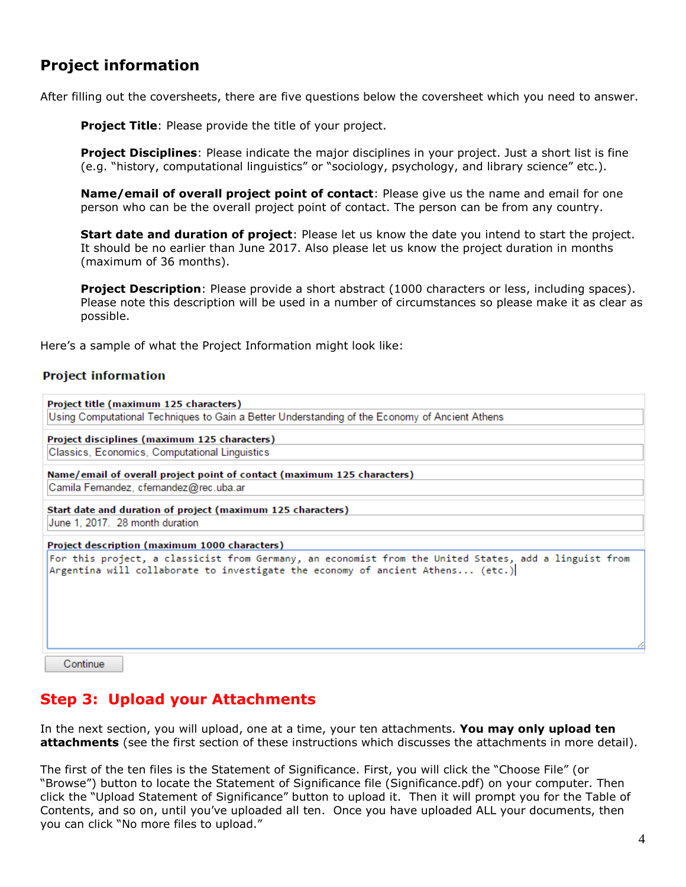## Project information

After filling out the coversheets, there are five questions below the coversheet which you need to answer.

> **Project Title**: Please provide the title of your project.
>
> **Project Disciplines**: Please indicate the major disciplines in your project. Just a short list is fine (e.g. "history, computational linguistics" or "sociology, psychology, and library science" etc.).
>
> **Name/email of overall project point of contact**: Please give us the name and email for one person who can be the overall project point of contact. The person can be from any country.
>
> **Start date and duration of project**: Please let us know the date you intend to start the project. It should be no earlier than June 2017. Also please let us know the project duration in months (maximum of 36 months).
>
> **Project Description**: Please provide a short abstract (1000 characters or less, including spaces). Please note this description will be used in a number of circumstances so please make it as clear as possible.

Here's a sample of what the Project Information might look like:

**Project information**

| |
|---|
| **Project title (maximum 125 characters)** |
| Using Computational Techniques to Gain a Better Understanding of the Economy of Ancient Athens |
| **Project disciplines (maximum 125 characters)** |
| Classics, Economics, Computational Linguistics |
| **Name/email of overall project point of contact (maximum 125 characters)** |
| Camila Fernandez, cfernandez@rec.uba.ar |
| **Start date and duration of project (maximum 125 characters)** |
| June 1, 2017. 28 month duration |
| **Project description (maximum 1000 characters)** |
| For this project, a classicist from Germany, an economist from the United States, add a linguist from Argentina will collaborate to investigate the economy of ancient Athens... (etc.) |

Continue

## Step 3: Upload your Attachments

In the next section, you will upload, one at a time, your ten attachments. **You may only upload ten attachments** (see the first section of these instructions which discusses the attachments in more detail).

The first of the ten files is the Statement of Significance. First, you will click the "Choose File" (or "Browse") button to locate the Statement of Significance file (Significance.pdf) on your computer. Then click the "Upload Statement of Significance" button to upload it. Then it will prompt you for the Table of Contents, and so on, until you've uploaded all ten. Once you have uploaded ALL your documents, then you can click "No more files to upload."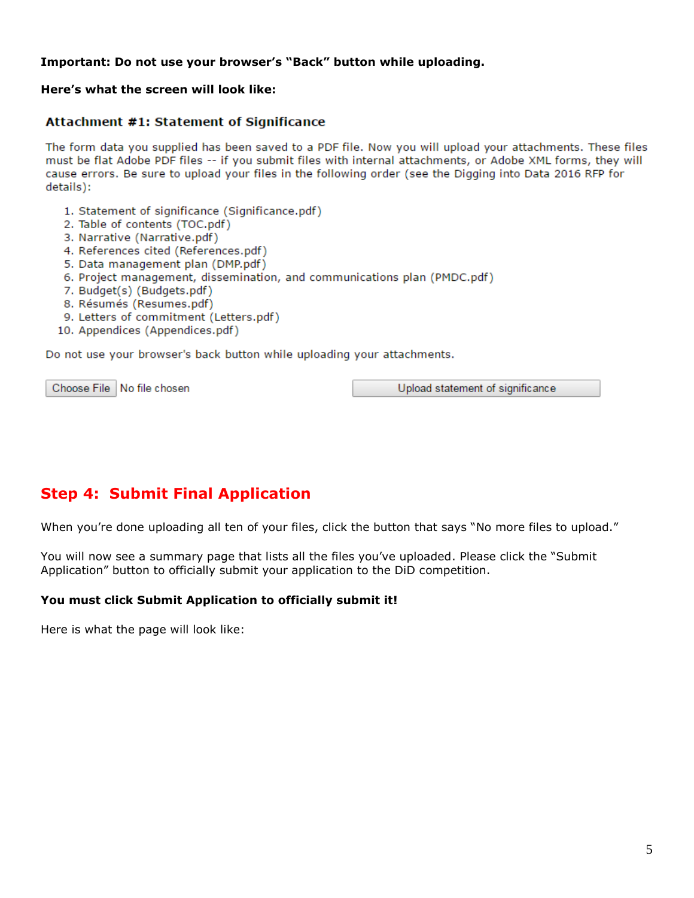**Important: Do not use your browser's "Back" button while uploading.**

**Here's what the screen will look like:**

**Attachment #1: Statement of Significance**

The form data you supplied has been saved to a PDF file. Now you will upload your attachments. These files must be flat Adobe PDF files -- if you submit files with internal attachments, or Adobe XML forms, they will cause errors. Be sure to upload your files in the following order (see the Digging into Data 2016 RFP for details):

1. Statement of significance (Significance.pdf)
2. Table of contents (TOC.pdf)
3. Narrative (Narrative.pdf)
4. References cited (References.pdf)
5. Data management plan (DMP.pdf)
6. Project management, dissemination, and communications plan (PMDC.pdf)
7. Budget(s) (Budgets.pdf)
8. Résumés (Resumes.pdf)
9. Letters of commitment (Letters.pdf)
10. Appendices (Appendices.pdf)

Do not use your browser's back button while uploading your attachments.

Choose File No file chosen Upload statement of significance

## Step 4: Submit Final Application

When you're done uploading all ten of your files, click the button that says "No more files to upload."

You will now see a summary page that lists all the files you've uploaded. Please click the "Submit Application" button to officially submit your application to the DiD competition.

**You must click Submit Application to officially submit it!**

Here is what the page will look like: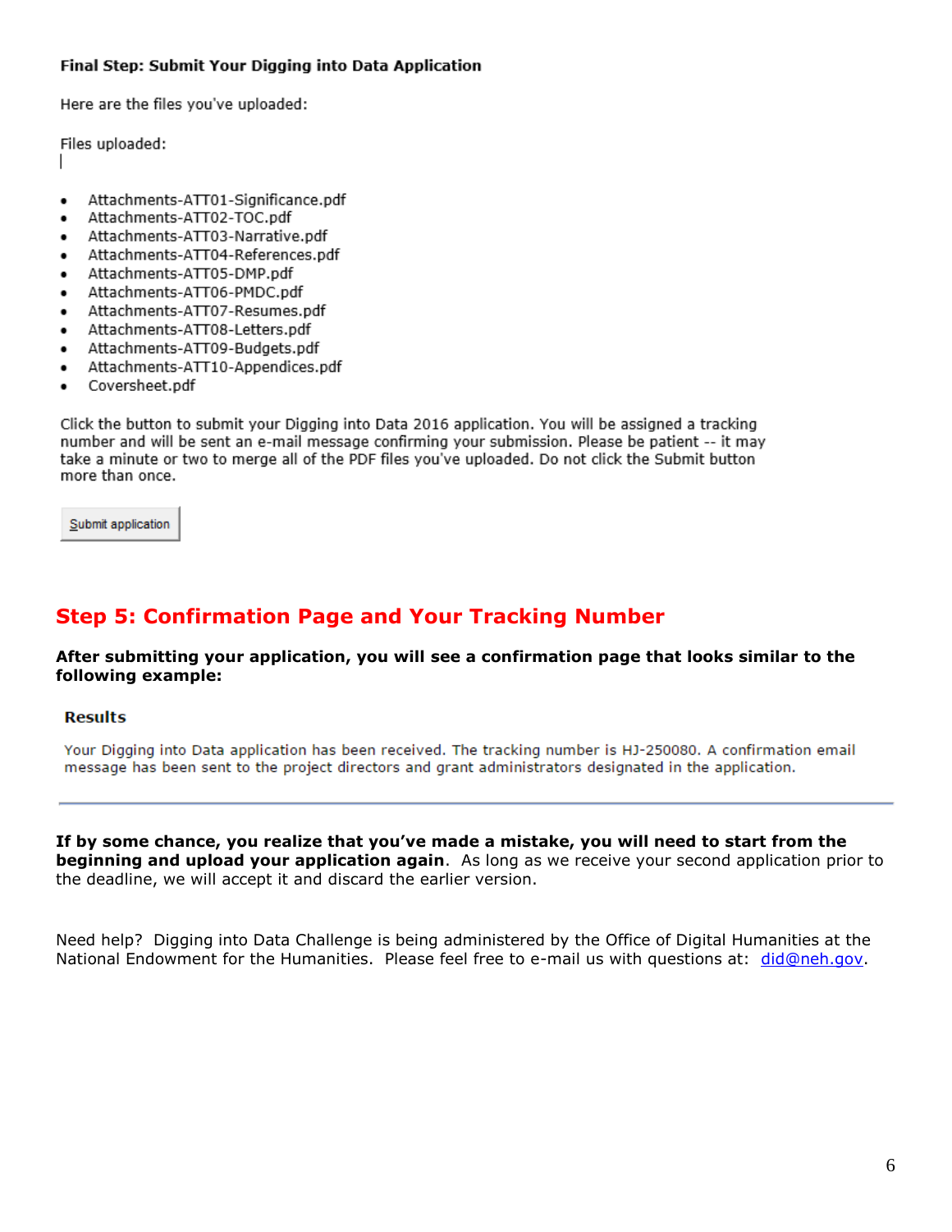**Final Step: Submit Your Digging into Data Application**

Here are the files you've uploaded:

Files uploaded:

- Attachments-ATT01-Significance.pdf
- Attachments-ATT02-TOC.pdf
- Attachments-ATT03-Narrative.pdf
- Attachments-ATT04-References.pdf
- Attachments-ATT05-DMP.pdf
- Attachments-ATT06-PMDC.pdf
- Attachments-ATT07-Resumes.pdf
- Attachments-ATT08-Letters.pdf
- Attachments-ATT09-Budgets.pdf
- Attachments-ATT10-Appendices.pdf
- Coversheet.pdf

Click the button to submit your Digging into Data 2016 application. You will be assigned a tracking number and will be sent an e-mail message confirming your submission. Please be patient -- it may take a minute or two to merge all of the PDF files you've uploaded. Do not click the Submit button more than once.

Submit application

## Step 5: Confirmation Page and Your Tracking Number

**After submitting your application, you will see a confirmation page that looks similar to the following example:**

**Results**

Your Digging into Data application has been received. The tracking number is HJ-250080. A confirmation email message has been sent to the project directors and grant administrators designated in the application.

---

**If by some chance, you realize that you've made a mistake, you will need to start from the beginning and upload your application again**. As long as we receive your second application prior to the deadline, we will accept it and discard the earlier version.

Need help? Digging into Data Challenge is being administered by the Office of Digital Humanities at the National Endowment for the Humanities. Please feel free to e-mail us with questions at: did@neh.gov.